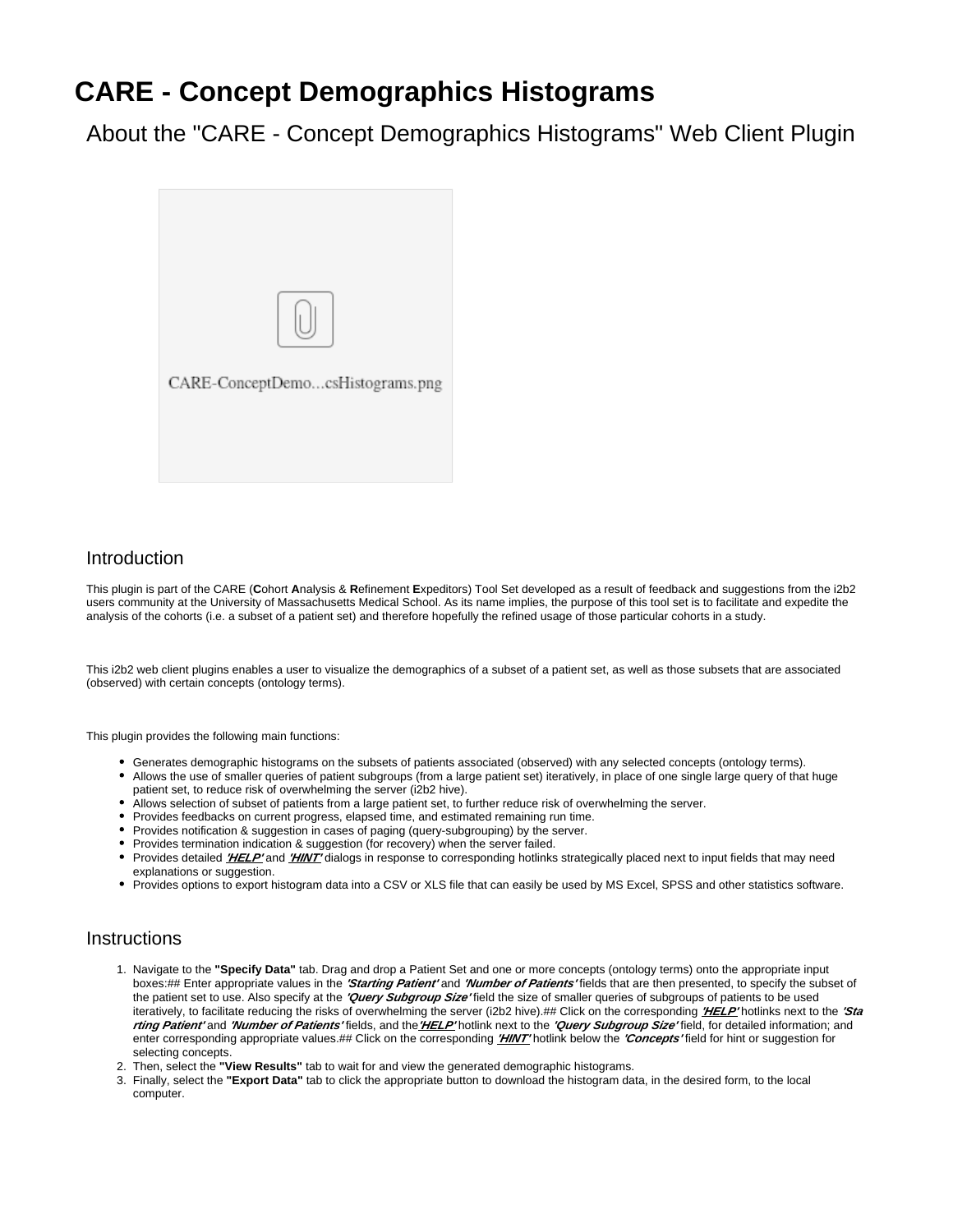# CARE - Concept Demographics Histograms

## About the "CARE - Concept Demographics Histograms" Web Client Plugin

CARE-ConceptDemo...csHistograms.png

### Introduction

This plugin is part of the CARE (**C**ohort **A**nalysis & **R**efinement **E**xpeditors) Tool Set developed as a result of feedback and suggestions from the i2b2 users community at the University of Massachusetts Medical School. As its name implies, the purpose of this tool set is to facilitate and expedite the analysis of the cohorts (i.e. a subset of a patient set) and therefore hopefully the refined usage of those particular cohorts in a study.

This i2b2 web client plugins enables a user to visualize the demographics of a subset of a patient set, as well as those subsets that are associated (observed) with certain concepts (ontology terms).

This plugin provides the following main functions:

- Generates demographic histograms on the subsets of patients associated (observed) with any selected concepts (ontology terms).
- Allows the use of smaller queries of patient subgroups (from a large patient set) iteratively, in place of one single large query of that huge patient set, to reduce risk of overwhelming the server (i2b2 hive).
- Allows selection of subset of patients from a large patient set, to further reduce risk of overwhelming the server.
- Provides feedbacks on current progress, elapsed time, and estimated remaining run time.
- Provides notification & suggestion in cases of paging (query-subgrouping) by the server.
- Provides termination indication & suggestion (for recovery) when the server failed.
- Provides detailed ***'HELP'*** and ***'HINT'*** dialogs in response to corresponding hotlinks strategically placed next to input fields that may need explanations or suggestion.
- Provides options to export histogram data into a CSV or XLS file that can easily be used by MS Excel, SPSS and other statistics software.

### Instructions

1. Navigate to the **"Specify Data"** tab. Drag and drop a Patient Set and one or more concepts (ontology terms) onto the appropriate input boxes:## Enter appropriate values in the ***'Starting Patient'*** and ***'Number of Patients'*** fields that are then presented, to specify the subset of the patient set to use. Also specify at the ***'Query Subgroup Size'*** field the size of smaller queries of subgroups of patients to be used iteratively, to facilitate reducing the risks of overwhelming the server (i2b2 hive).## Click on the corresponding ***'HELP'*** hotlinks next to the ***'Starting Patient'*** and ***'Number of Patients'*** fields, and the***'HELP'*** hotlink next to the ***'Query Subgroup Size'*** field, for detailed information; and enter corresponding appropriate values.## Click on the corresponding ***'HINT'*** hotlink below the ***'Concepts'*** field for hint or suggestion for selecting concepts.
2. Then, select the **"View Results"** tab to wait for and view the generated demographic histograms.
3. Finally, select the **"Export Data"** tab to click the appropriate button to download the histogram data, in the desired form, to the local computer.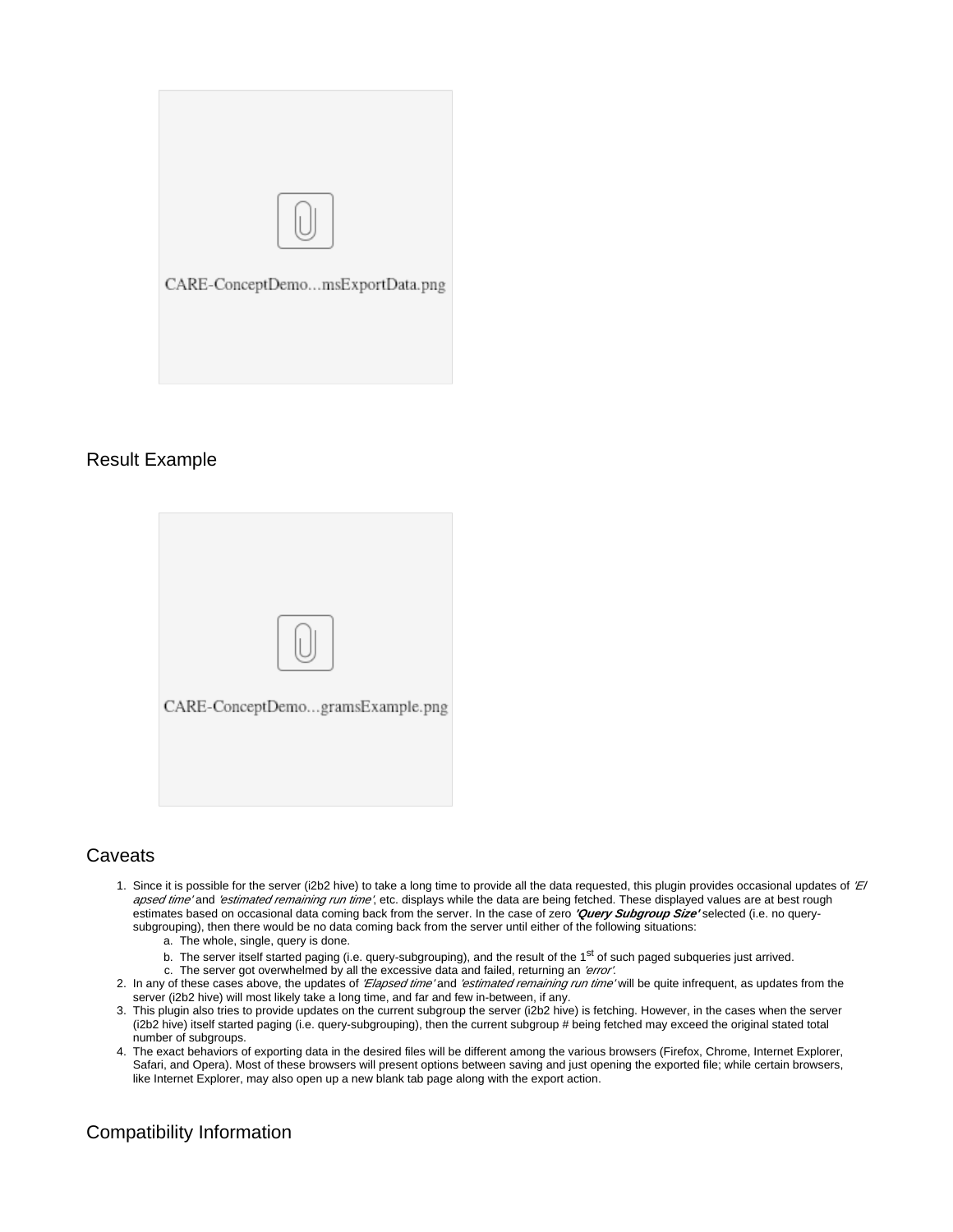CARE-ConceptDemo…msExportData.png

## Result Example

CARE-ConceptDemo…gramsExample.png

## Caveats

1. Since it is possible for the server (i2b2 hive) to take a long time to provide all the data requested, this plugin provides occasional updates of *'Elapsed time'* and *'estimated remaining run time'*, etc. displays while the data are being fetched. These displayed values are at best rough estimates based on occasional data coming back from the server. In the case of zero ***'Query Subgroup Size'*** selected (i.e. no query-subgrouping), then there would be no data coming back from the server until either of the following situations:
    a. The whole, single, query is done.
    b. The server itself started paging (i.e. query-subgrouping), and the result of the 1st of such paged subqueries just arrived.
    c. The server got overwhelmed by all the excessive data and failed, returning an *'error'*.
2. In any of these cases above, the updates of *'Elapsed time'* and *'estimated remaining run time'* will be quite infrequent, as updates from the server (i2b2 hive) will most likely take a long time, and far and few in-between, if any.
3. This plugin also tries to provide updates on the current subgroup the server (i2b2 hive) is fetching. However, in the cases when the server (i2b2 hive) itself started paging (i.e. query-subgrouping), then the current subgroup # being fetched may exceed the original stated total number of subgroups.
4. The exact behaviors of exporting data in the desired files will be different among the various browsers (Firefox, Chrome, Internet Explorer, Safari, and Opera). Most of these browsers will present options between saving and just opening the exported file; while certain browsers, like Internet Explorer, may also open up a new blank tab page along with the export action.

## Compatibility Information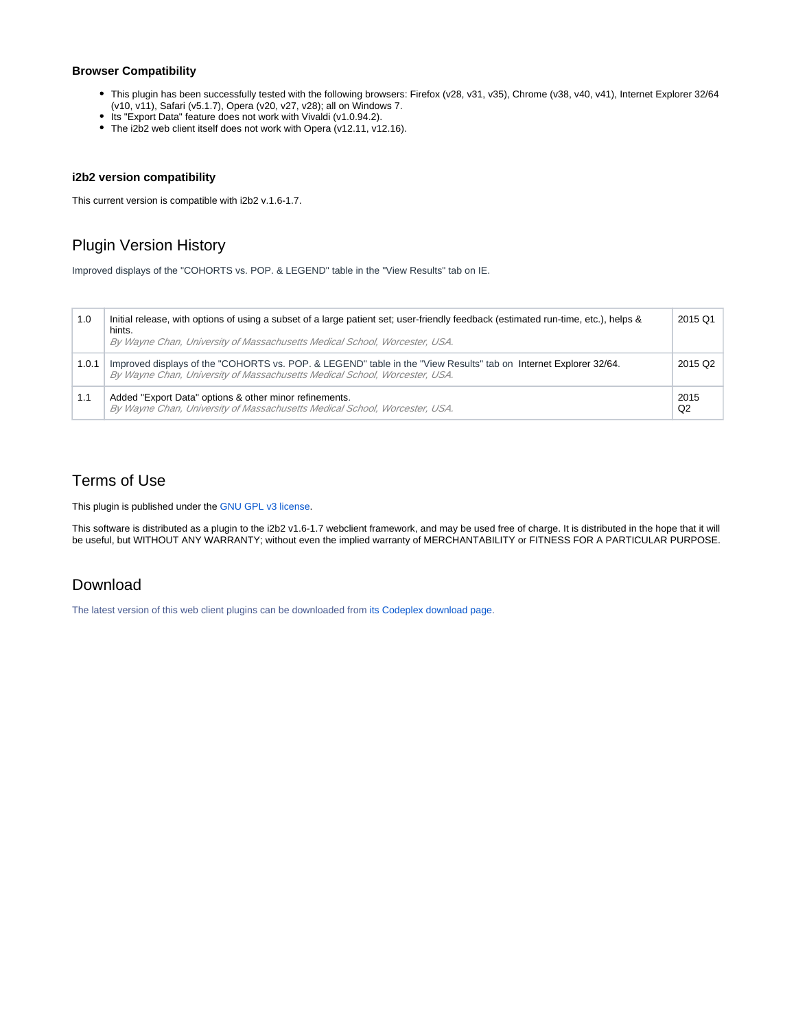#### Browser Compatibility

- This plugin has been successfully tested with the following browsers: Firefox (v28, v31, v35), Chrome (v38, v40, v41), Internet Explorer 32/64 (v10, v11), Safari (v5.1.7), Opera (v20, v27, v28); all on Windows 7.
- Its "Export Data" feature does not work with Vivaldi (v1.0.94.2).
- The i2b2 web client itself does not work with Opera (v12.11, v12.16).

#### i2b2 version compatibility

This current version is compatible with i2b2 v.1.6-1.7.

## Plugin Version History

Improved displays of the "COHORTS vs. POP. & LEGEND" table in the "View Results" tab on IE.

| | | |
|---|---|---|
| 1.0 | Initial release, with options of using a subset of a large patient set; user-friendly feedback (estimated run-time, etc.), helps & hints.<br>*By Wayne Chan, University of Massachusetts Medical School, Worcester, USA.* | 2015 Q1 |
| 1.0.1 | Improved displays of the "COHORTS vs. POP. & LEGEND" table in the "View Results" tab on Internet Explorer 32/64.<br>*By Wayne Chan, University of Massachusetts Medical School, Worcester, USA.* | 2015 Q2 |
| 1.1 | Added "Export Data" options & other minor refinements.<br>*By Wayne Chan, University of Massachusetts Medical School, Worcester, USA.* | 2015 Q2 |

## Terms of Use

This plugin is published under the GNU GPL v3 license.

This software is distributed as a plugin to the i2b2 v1.6-1.7 webclient framework, and may be used free of charge. It is distributed in the hope that it will be useful, but WITHOUT ANY WARRANTY; without even the implied warranty of MERCHANTABILITY or FITNESS FOR A PARTICULAR PURPOSE.

## Download

The latest version of this web client plugins can be downloaded from its Codeplex download page.